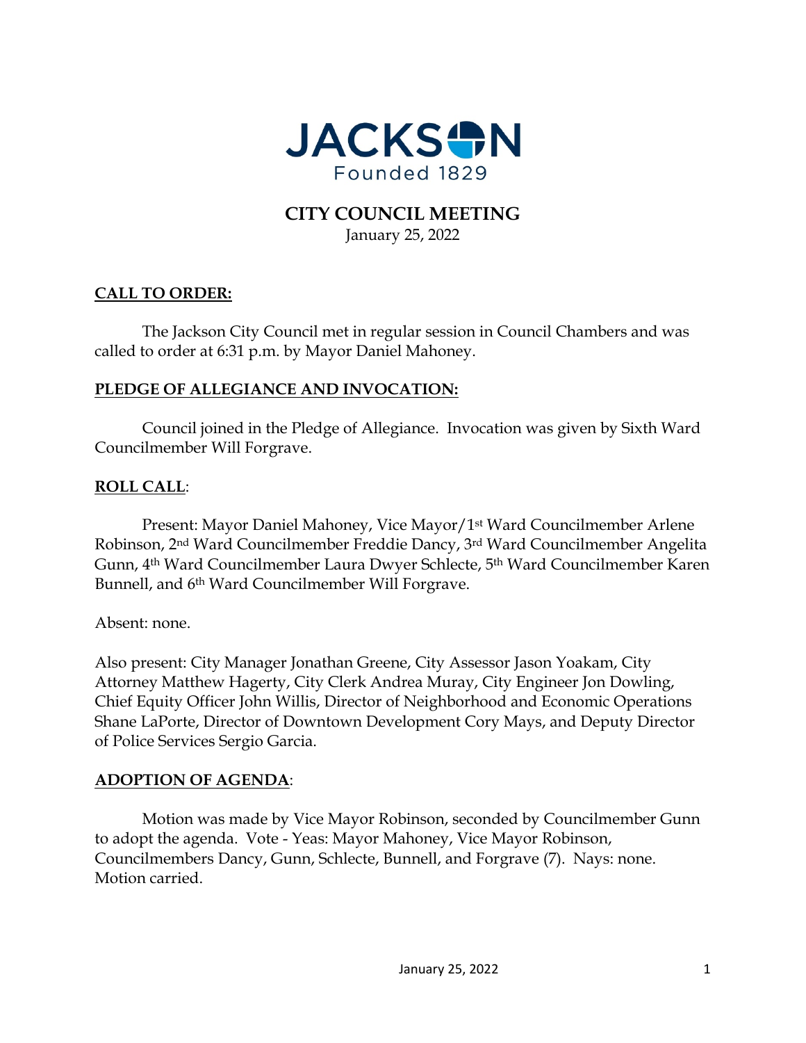JACKSON

Founded 1829

# CITY COUNCIL MEETING

January 25, 2022

## CALL TO ORDER:

The Jackson City Council met in regular session in Council Chambers and was called to order at 6:31 p.m. by Mayor Daniel Mahoney.

## PLEDGE OF ALLEGIANCE AND INVOCATION:

Council joined in the Pledge of Allegiance. Invocation was given by Sixth Ward Councilmember Will Forgrave.

## ROLL CALL:

Present: Mayor Daniel Mahoney, Vice Mayor/1st Ward Councilmember Arlene Robinson, 2nd Ward Councilmember Freddie Dancy, 3rd Ward Councilmember Angelita Gunn, 4th Ward Councilmember Laura Dwyer Schlecte, 5th Ward Councilmember Karen Bunnell, and 6th Ward Councilmember Will Forgrave.

Absent: none.

Also present: City Manager Jonathan Greene, City Assessor Jason Yoakam, City Attorney Matthew Hagerty, City Clerk Andrea Muray, City Engineer Jon Dowling, Chief Equity Officer John Willis, Director of Neighborhood and Economic Operations Shane LaPorte, Director of Downtown Development Cory Mays, and Deputy Director of Police Services Sergio Garcia.

## ADOPTION OF AGENDA:

Motion was made by Vice Mayor Robinson, seconded by Councilmember Gunn to adopt the agenda. Vote - Yeas: Mayor Mahoney, Vice Mayor Robinson, Councilmembers Dancy, Gunn, Schlecte, Bunnell, and Forgrave (7). Nays: none. Motion carried.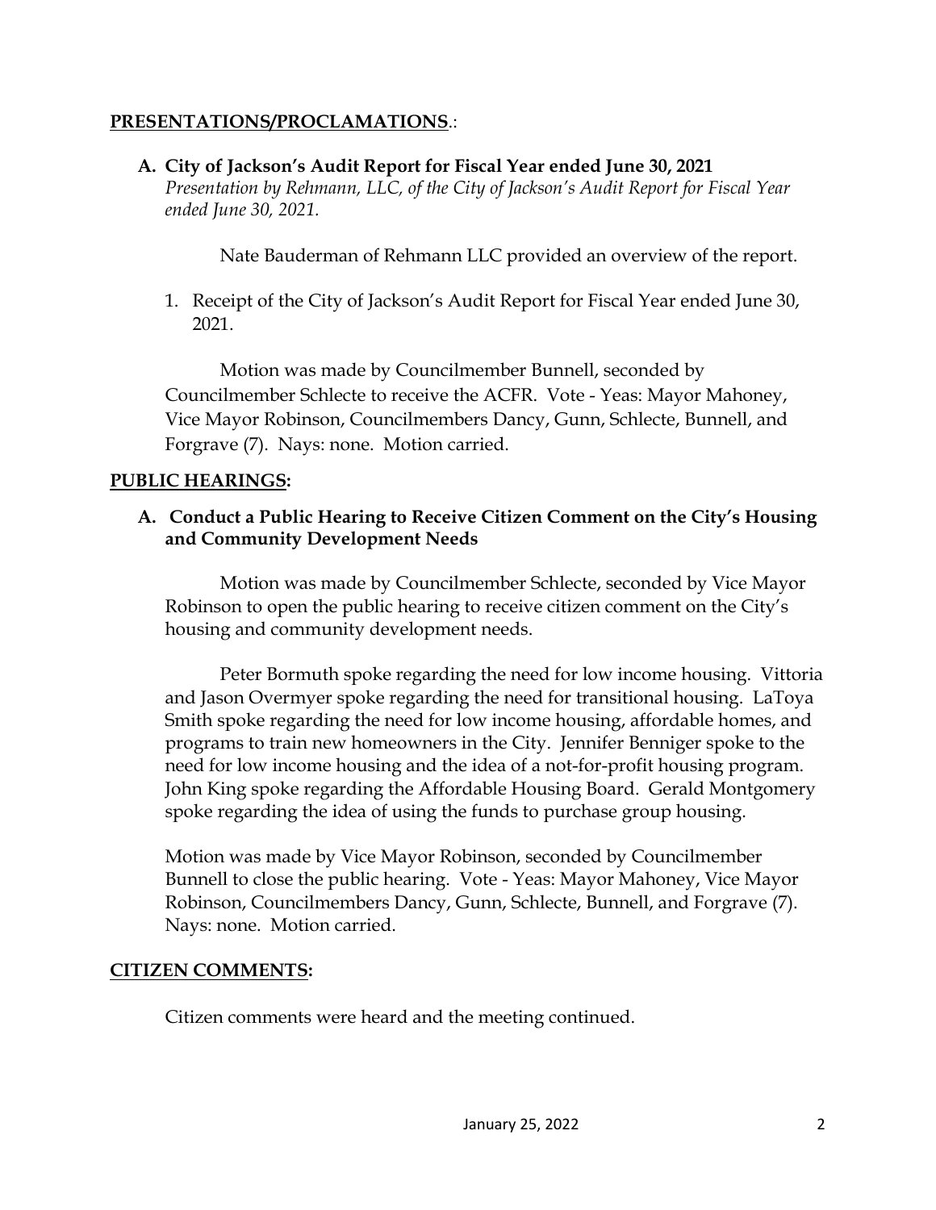## PRESENTATIONS/PROCLAMATIONS.:

**A. City of Jackson's Audit Report for Fiscal Year ended June 30, 2021**
*Presentation by Rehmann, LLC, of the City of Jackson's Audit Report for Fiscal Year ended June 30, 2021.*

Nate Bauderman of Rehmann LLC provided an overview of the report.

1. Receipt of the City of Jackson's Audit Report for Fiscal Year ended June 30, 2021.

Motion was made by Councilmember Bunnell, seconded by Councilmember Schlecte to receive the ACFR. Vote - Yeas: Mayor Mahoney, Vice Mayor Robinson, Councilmembers Dancy, Gunn, Schlecte, Bunnell, and Forgrave (7). Nays: none. Motion carried.

## PUBLIC HEARINGS:

**A. Conduct a Public Hearing to Receive Citizen Comment on the City's Housing and Community Development Needs**

Motion was made by Councilmember Schlecte, seconded by Vice Mayor Robinson to open the public hearing to receive citizen comment on the City's housing and community development needs.

Peter Bormuth spoke regarding the need for low income housing. Vittoria and Jason Overmyer spoke regarding the need for transitional housing. LaToya Smith spoke regarding the need for low income housing, affordable homes, and programs to train new homeowners in the City. Jennifer Benniger spoke to the need for low income housing and the idea of a not-for-profit housing program. John King spoke regarding the Affordable Housing Board. Gerald Montgomery spoke regarding the idea of using the funds to purchase group housing.

Motion was made by Vice Mayor Robinson, seconded by Councilmember Bunnell to close the public hearing. Vote - Yeas: Mayor Mahoney, Vice Mayor Robinson, Councilmembers Dancy, Gunn, Schlecte, Bunnell, and Forgrave (7). Nays: none. Motion carried.

## CITIZEN COMMENTS:

Citizen comments were heard and the meeting continued.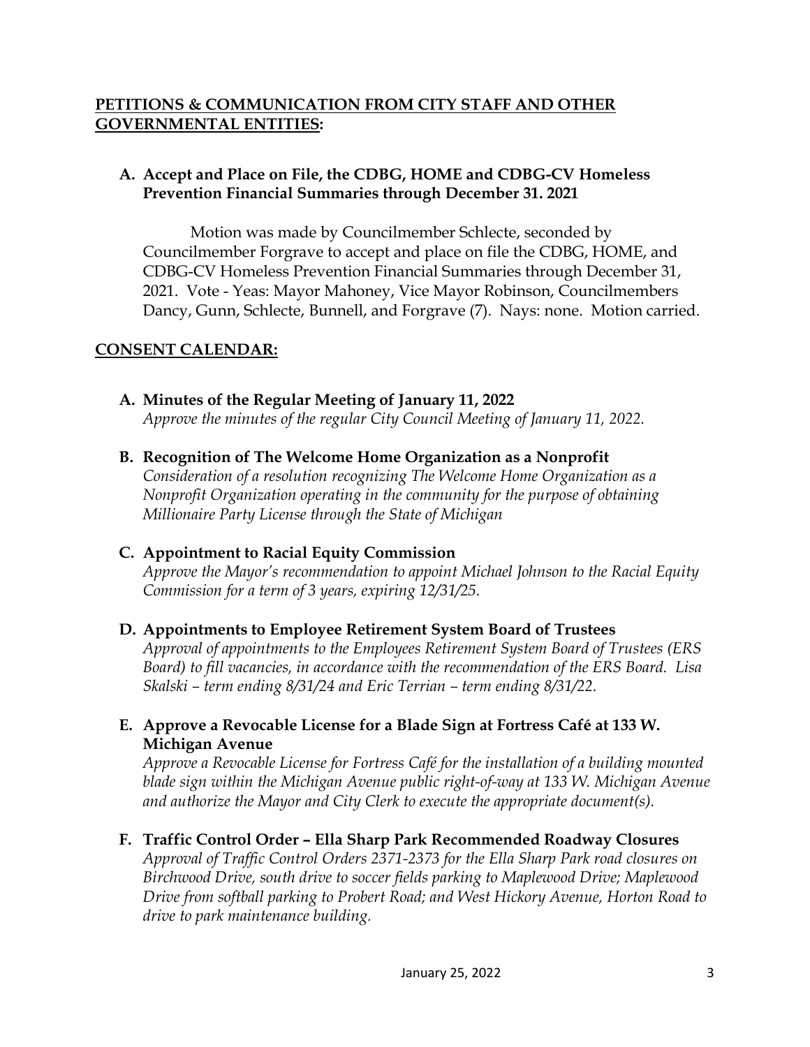## PETITIONS & COMMUNICATION FROM CITY STAFF AND OTHER GOVERNMENTAL ENTITIES:

**A. Accept and Place on File, the CDBG, HOME and CDBG-CV Homeless Prevention Financial Summaries through December 31. 2021**

Motion was made by Councilmember Schlecte, seconded by Councilmember Forgrave to accept and place on file the CDBG, HOME, and CDBG-CV Homeless Prevention Financial Summaries through December 31, 2021. Vote - Yeas: Mayor Mahoney, Vice Mayor Robinson, Councilmembers Dancy, Gunn, Schlecte, Bunnell, and Forgrave (7). Nays: none. Motion carried.

## CONSENT CALENDAR:

**A. Minutes of the Regular Meeting of January 11, 2022**
*Approve the minutes of the regular City Council Meeting of January 11, 2022.*

**B. Recognition of The Welcome Home Organization as a Nonprofit**
*Consideration of a resolution recognizing The Welcome Home Organization as a Nonprofit Organization operating in the community for the purpose of obtaining Millionaire Party License through the State of Michigan*

**C. Appointment to Racial Equity Commission**
*Approve the Mayor's recommendation to appoint Michael Johnson to the Racial Equity Commission for a term of 3 years, expiring 12/31/25.*

**D. Appointments to Employee Retirement System Board of Trustees**
*Approval of appointments to the Employees Retirement System Board of Trustees (ERS Board) to fill vacancies, in accordance with the recommendation of the ERS Board. Lisa Skalski – term ending 8/31/24 and Eric Terrian – term ending 8/31/22.*

**E. Approve a Revocable License for a Blade Sign at Fortress Café at 133 W. Michigan Avenue**
*Approve a Revocable License for Fortress Café for the installation of a building mounted blade sign within the Michigan Avenue public right-of-way at 133 W. Michigan Avenue and authorize the Mayor and City Clerk to execute the appropriate document(s).*

**F. Traffic Control Order – Ella Sharp Park Recommended Roadway Closures**
*Approval of Traffic Control Orders 2371-2373 for the Ella Sharp Park road closures on Birchwood Drive, south drive to soccer fields parking to Maplewood Drive; Maplewood Drive from softball parking to Probert Road; and West Hickory Avenue, Horton Road to drive to park maintenance building.*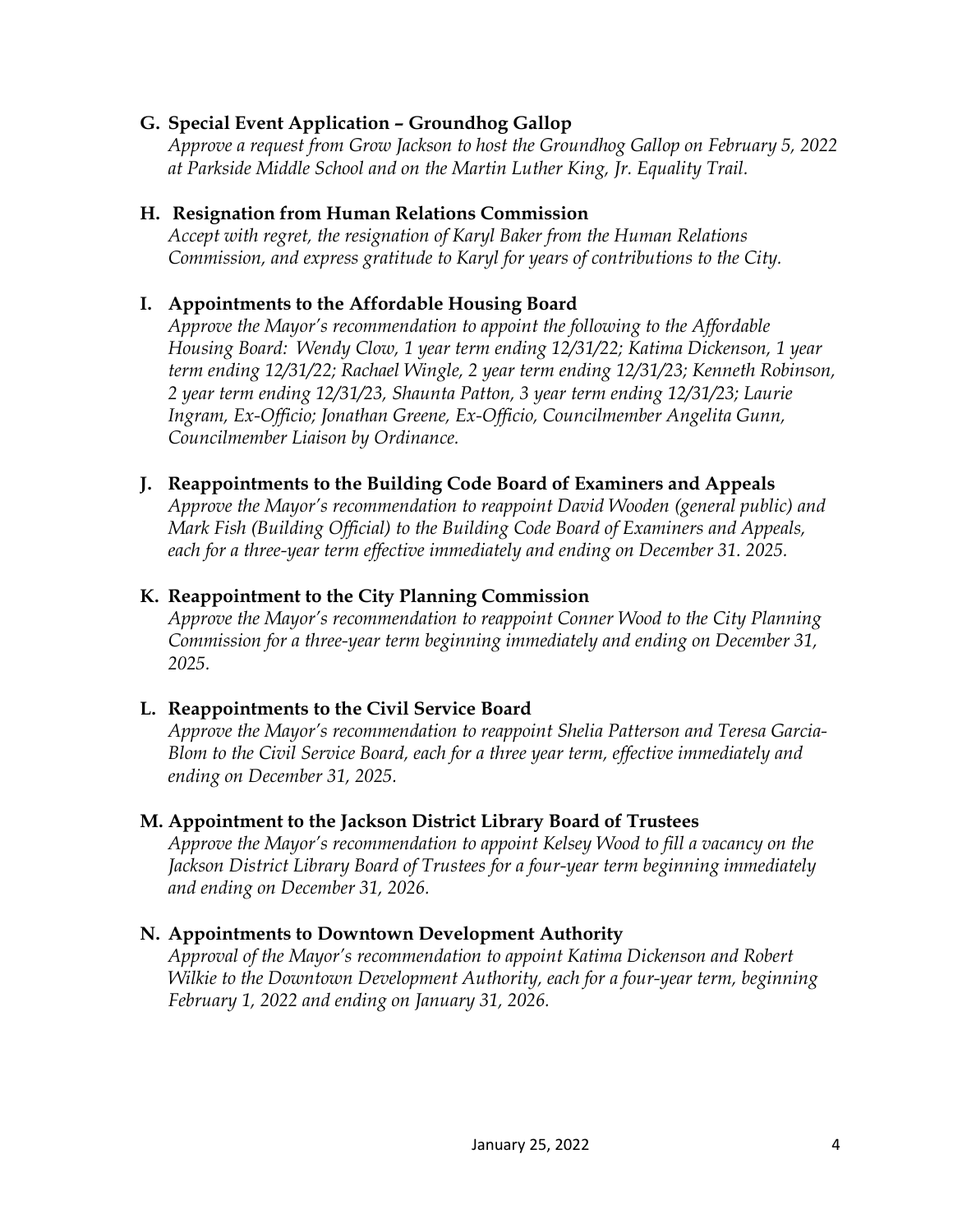**G. Special Event Application – Groundhog Gallop**
*Approve a request from Grow Jackson to host the Groundhog Gallop on February 5, 2022 at Parkside Middle School and on the Martin Luther King, Jr. Equality Trail.*

**H. Resignation from Human Relations Commission**
*Accept with regret, the resignation of Karyl Baker from the Human Relations Commission, and express gratitude to Karyl for years of contributions to the City.*

**I. Appointments to the Affordable Housing Board**
*Approve the Mayor's recommendation to appoint the following to the Affordable Housing Board: Wendy Clow, 1 year term ending 12/31/22; Katima Dickenson, 1 year term ending 12/31/22; Rachael Wingle, 2 year term ending 12/31/23; Kenneth Robinson, 2 year term ending 12/31/23, Shaunta Patton, 3 year term ending 12/31/23; Laurie Ingram, Ex-Officio; Jonathan Greene, Ex-Officio, Councilmember Angelita Gunn, Councilmember Liaison by Ordinance.*

**J. Reappointments to the Building Code Board of Examiners and Appeals**
*Approve the Mayor's recommendation to reappoint David Wooden (general public) and Mark Fish (Building Official) to the Building Code Board of Examiners and Appeals, each for a three-year term effective immediately and ending on December 31. 2025.*

**K. Reappointment to the City Planning Commission**
*Approve the Mayor's recommendation to reappoint Conner Wood to the City Planning Commission for a three-year term beginning immediately and ending on December 31, 2025.*

**L. Reappointments to the Civil Service Board**
*Approve the Mayor's recommendation to reappoint Shelia Patterson and Teresa Garcia-Blom to the Civil Service Board, each for a three year term, effective immediately and ending on December 31, 2025.*

**M. Appointment to the Jackson District Library Board of Trustees**
*Approve the Mayor's recommendation to appoint Kelsey Wood to fill a vacancy on the Jackson District Library Board of Trustees for a four-year term beginning immediately and ending on December 31, 2026.*

**N. Appointments to Downtown Development Authority**
*Approval of the Mayor's recommendation to appoint Katima Dickenson and Robert Wilkie to the Downtown Development Authority, each for a four-year term, beginning February 1, 2022 and ending on January 31, 2026.*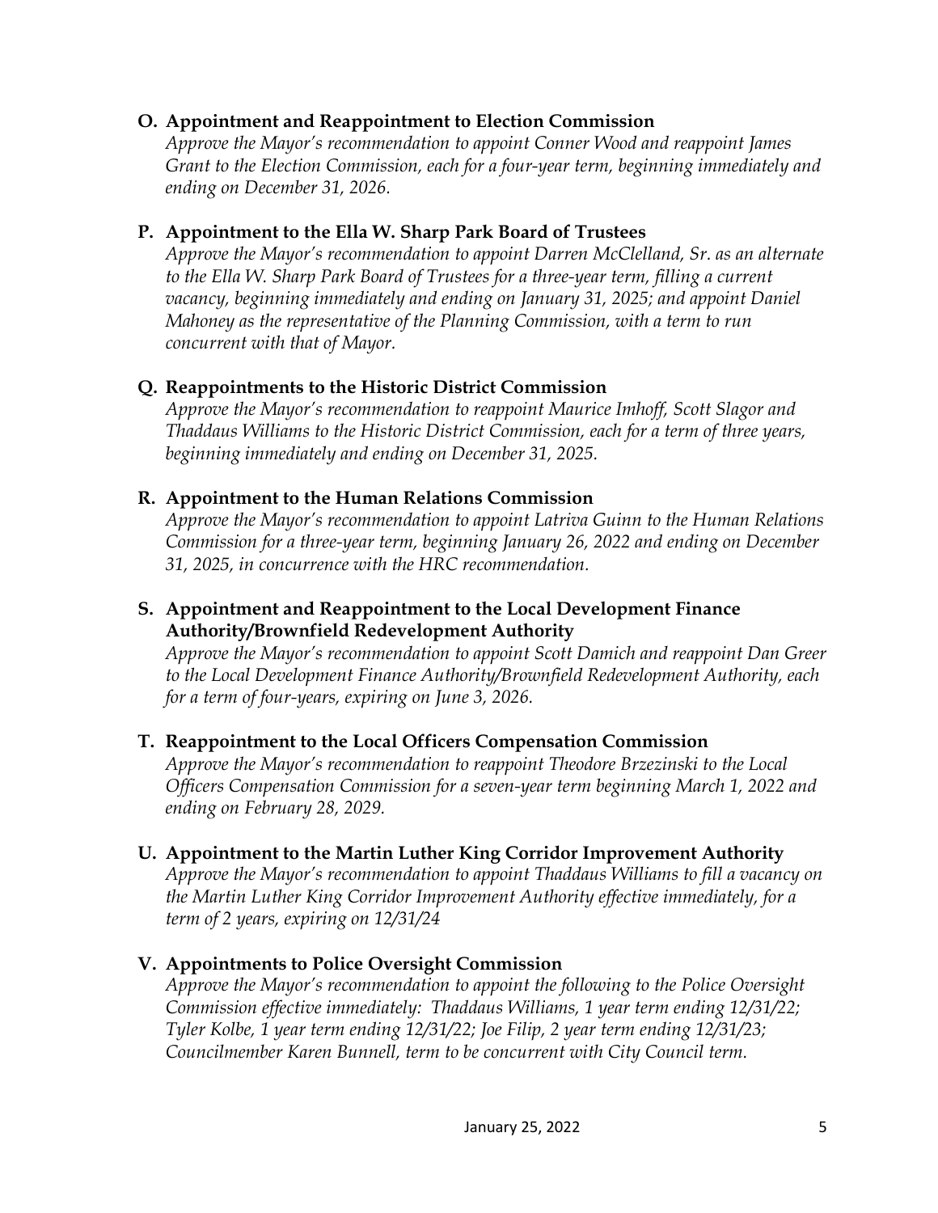**O. Appointment and Reappointment to Election Commission**

*Approve the Mayor's recommendation to appoint Conner Wood and reappoint James Grant to the Election Commission, each for a four-year term, beginning immediately and ending on December 31, 2026.*

**P. Appointment to the Ella W. Sharp Park Board of Trustees**

*Approve the Mayor's recommendation to appoint Darren McClelland, Sr. as an alternate to the Ella W. Sharp Park Board of Trustees for a three-year term, filling a current vacancy, beginning immediately and ending on January 31, 2025; and appoint Daniel Mahoney as the representative of the Planning Commission, with a term to run concurrent with that of Mayor.*

**Q. Reappointments to the Historic District Commission**

*Approve the Mayor's recommendation to reappoint Maurice Imhoff, Scott Slagor and Thaddaus Williams to the Historic District Commission, each for a term of three years, beginning immediately and ending on December 31, 2025.*

**R. Appointment to the Human Relations Commission**

*Approve the Mayor's recommendation to appoint Latriva Guinn to the Human Relations Commission for a three-year term, beginning January 26, 2022 and ending on December 31, 2025, in concurrence with the HRC recommendation.*

**S. Appointment and Reappointment to the Local Development Finance Authority/Brownfield Redevelopment Authority**

*Approve the Mayor's recommendation to appoint Scott Damich and reappoint Dan Greer to the Local Development Finance Authority/Brownfield Redevelopment Authority, each for a term of four-years, expiring on June 3, 2026.*

**T. Reappointment to the Local Officers Compensation Commission**

*Approve the Mayor's recommendation to reappoint Theodore Brzezinski to the Local Officers Compensation Commission for a seven-year term beginning March 1, 2022 and ending on February 28, 2029.*

**U. Appointment to the Martin Luther King Corridor Improvement Authority**

*Approve the Mayor's recommendation to appoint Thaddaus Williams to fill a vacancy on the Martin Luther King Corridor Improvement Authority effective immediately, for a term of 2 years, expiring on 12/31/24*

**V. Appointments to Police Oversight Commission**

*Approve the Mayor's recommendation to appoint the following to the Police Oversight Commission effective immediately: Thaddaus Williams, 1 year term ending 12/31/22; Tyler Kolbe, 1 year term ending 12/31/22; Joe Filip, 2 year term ending 12/31/23; Councilmember Karen Bunnell, term to be concurrent with City Council term.*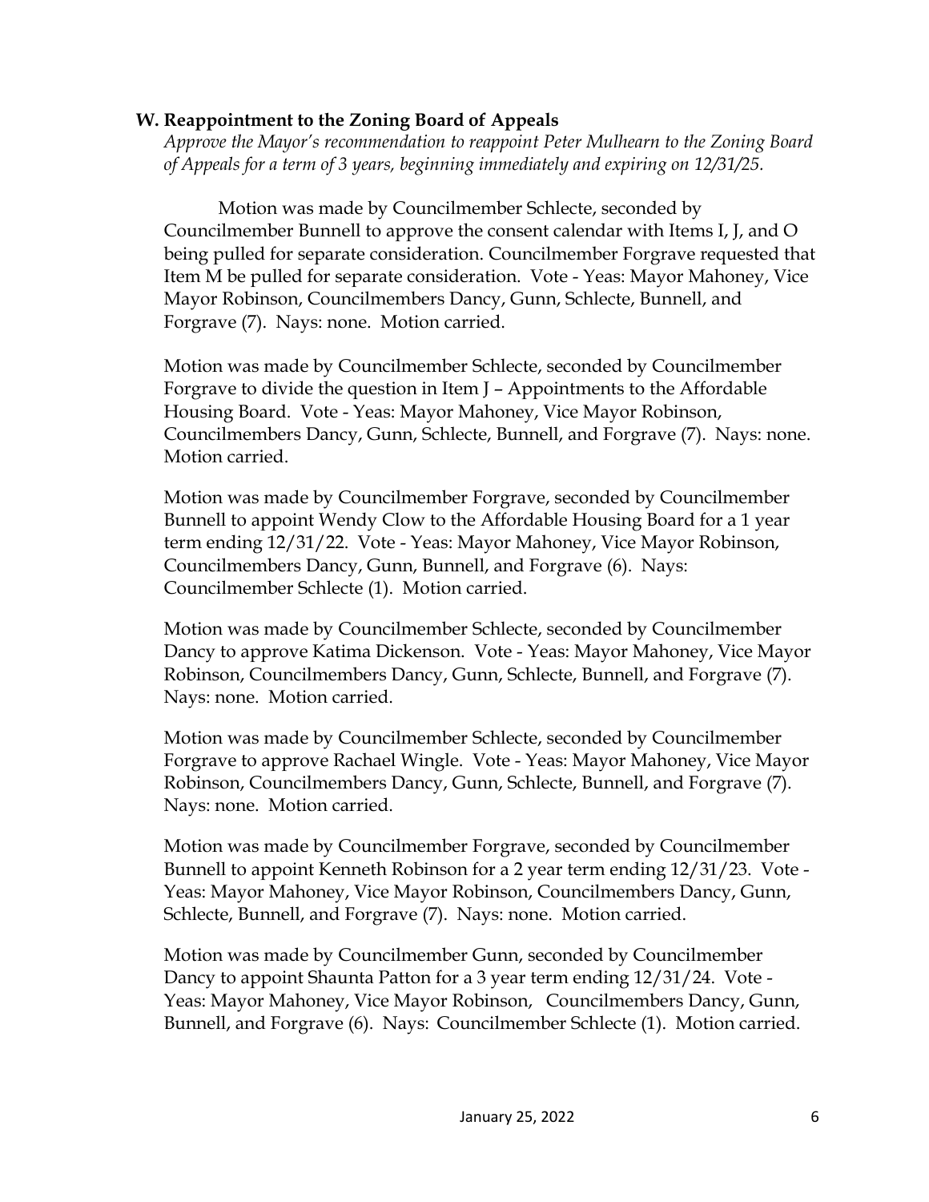**W. Reappointment to the Zoning Board of Appeals**

*Approve the Mayor's recommendation to reappoint Peter Mulhearn to the Zoning Board of Appeals for a term of 3 years, beginning immediately and expiring on 12/31/25.*

Motion was made by Councilmember Schlecte, seconded by Councilmember Bunnell to approve the consent calendar with Items I, J, and O being pulled for separate consideration. Councilmember Forgrave requested that Item M be pulled for separate consideration. Vote - Yeas: Mayor Mahoney, Vice Mayor Robinson, Councilmembers Dancy, Gunn, Schlecte, Bunnell, and Forgrave (7). Nays: none. Motion carried.

Motion was made by Councilmember Schlecte, seconded by Councilmember Forgrave to divide the question in Item J – Appointments to the Affordable Housing Board. Vote - Yeas: Mayor Mahoney, Vice Mayor Robinson, Councilmembers Dancy, Gunn, Schlecte, Bunnell, and Forgrave (7). Nays: none. Motion carried.

Motion was made by Councilmember Forgrave, seconded by Councilmember Bunnell to appoint Wendy Clow to the Affordable Housing Board for a 1 year term ending 12/31/22. Vote - Yeas: Mayor Mahoney, Vice Mayor Robinson, Councilmembers Dancy, Gunn, Bunnell, and Forgrave (6). Nays: Councilmember Schlecte (1). Motion carried.

Motion was made by Councilmember Schlecte, seconded by Councilmember Dancy to approve Katima Dickenson. Vote - Yeas: Mayor Mahoney, Vice Mayor Robinson, Councilmembers Dancy, Gunn, Schlecte, Bunnell, and Forgrave (7). Nays: none. Motion carried.

Motion was made by Councilmember Schlecte, seconded by Councilmember Forgrave to approve Rachael Wingle. Vote - Yeas: Mayor Mahoney, Vice Mayor Robinson, Councilmembers Dancy, Gunn, Schlecte, Bunnell, and Forgrave (7). Nays: none. Motion carried.

Motion was made by Councilmember Forgrave, seconded by Councilmember Bunnell to appoint Kenneth Robinson for a 2 year term ending 12/31/23. Vote - Yeas: Mayor Mahoney, Vice Mayor Robinson, Councilmembers Dancy, Gunn, Schlecte, Bunnell, and Forgrave (7). Nays: none. Motion carried.

Motion was made by Councilmember Gunn, seconded by Councilmember Dancy to appoint Shaunta Patton for a 3 year term ending 12/31/24. Vote - Yeas: Mayor Mahoney, Vice Mayor Robinson, Councilmembers Dancy, Gunn, Bunnell, and Forgrave (6). Nays: Councilmember Schlecte (1). Motion carried.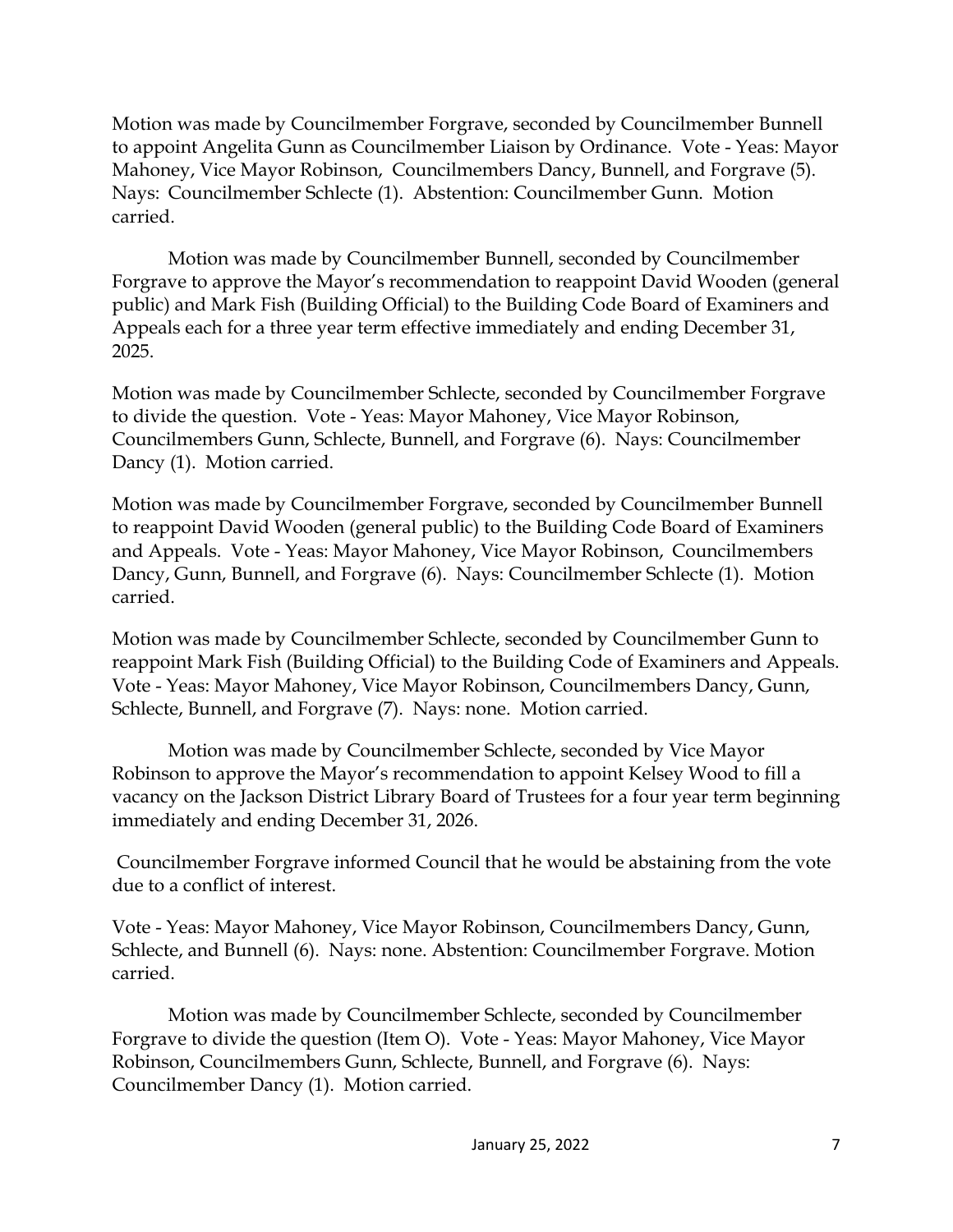Motion was made by Councilmember Forgrave, seconded by Councilmember Bunnell to appoint Angelita Gunn as Councilmember Liaison by Ordinance. Vote - Yeas: Mayor Mahoney, Vice Mayor Robinson, Councilmembers Dancy, Bunnell, and Forgrave (5). Nays: Councilmember Schlecte (1). Abstention: Councilmember Gunn. Motion carried.

Motion was made by Councilmember Bunnell, seconded by Councilmember Forgrave to approve the Mayor's recommendation to reappoint David Wooden (general public) and Mark Fish (Building Official) to the Building Code Board of Examiners and Appeals each for a three year term effective immediately and ending December 31, 2025.

Motion was made by Councilmember Schlecte, seconded by Councilmember Forgrave to divide the question. Vote - Yeas: Mayor Mahoney, Vice Mayor Robinson, Councilmembers Gunn, Schlecte, Bunnell, and Forgrave (6). Nays: Councilmember Dancy (1). Motion carried.

Motion was made by Councilmember Forgrave, seconded by Councilmember Bunnell to reappoint David Wooden (general public) to the Building Code Board of Examiners and Appeals. Vote - Yeas: Mayor Mahoney, Vice Mayor Robinson, Councilmembers Dancy, Gunn, Bunnell, and Forgrave (6). Nays: Councilmember Schlecte (1). Motion carried.

Motion was made by Councilmember Schlecte, seconded by Councilmember Gunn to reappoint Mark Fish (Building Official) to the Building Code of Examiners and Appeals. Vote - Yeas: Mayor Mahoney, Vice Mayor Robinson, Councilmembers Dancy, Gunn, Schlecte, Bunnell, and Forgrave (7). Nays: none. Motion carried.

Motion was made by Councilmember Schlecte, seconded by Vice Mayor Robinson to approve the Mayor's recommendation to appoint Kelsey Wood to fill a vacancy on the Jackson District Library Board of Trustees for a four year term beginning immediately and ending December 31, 2026.

Councilmember Forgrave informed Council that he would be abstaining from the vote due to a conflict of interest.

Vote - Yeas: Mayor Mahoney, Vice Mayor Robinson, Councilmembers Dancy, Gunn, Schlecte, and Bunnell (6). Nays: none. Abstention: Councilmember Forgrave. Motion carried.

Motion was made by Councilmember Schlecte, seconded by Councilmember Forgrave to divide the question (Item O). Vote - Yeas: Mayor Mahoney, Vice Mayor Robinson, Councilmembers Gunn, Schlecte, Bunnell, and Forgrave (6). Nays: Councilmember Dancy (1). Motion carried.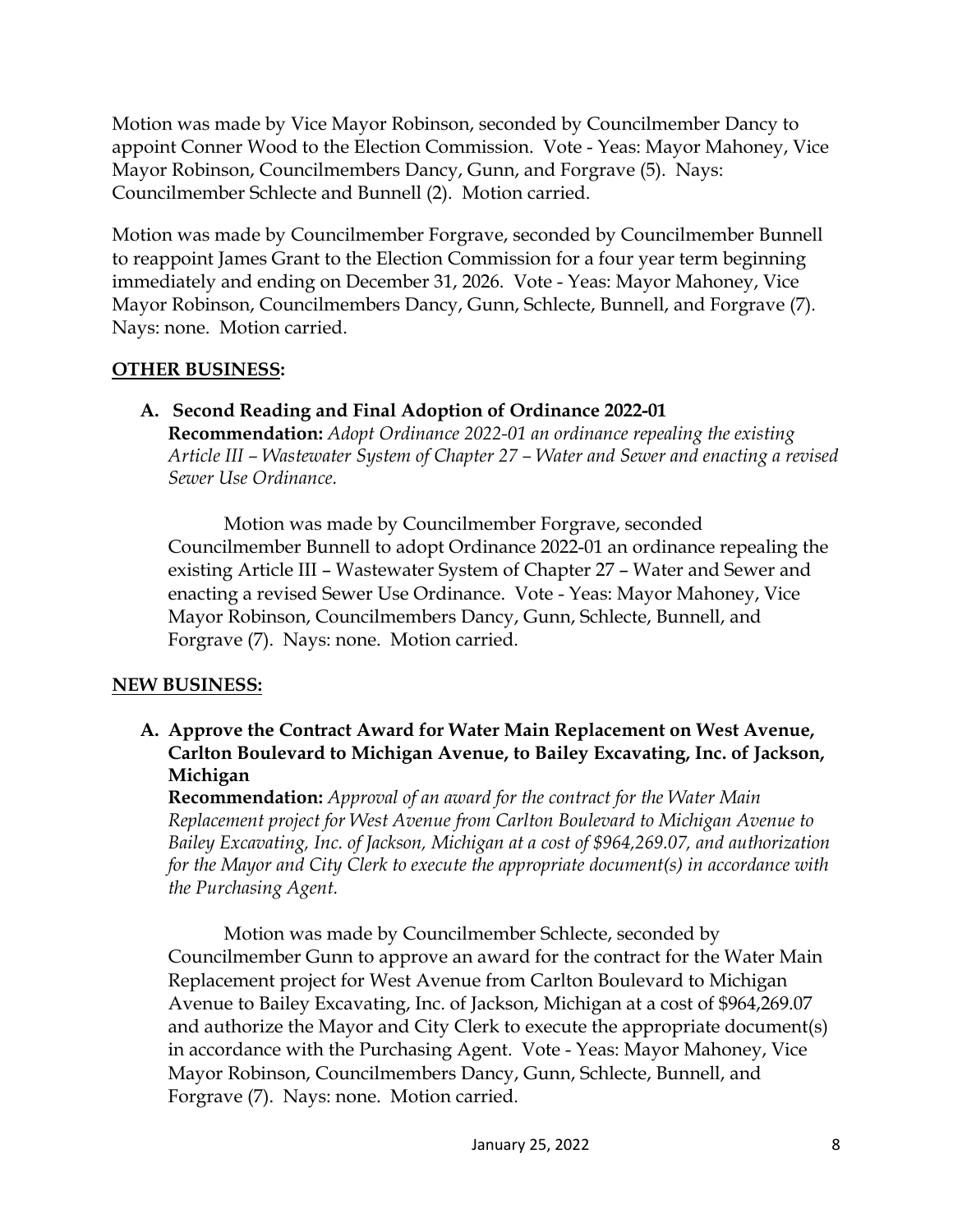Motion was made by Vice Mayor Robinson, seconded by Councilmember Dancy to appoint Conner Wood to the Election Commission. Vote - Yeas: Mayor Mahoney, Vice Mayor Robinson, Councilmembers Dancy, Gunn, and Forgrave (5). Nays: Councilmember Schlecte and Bunnell (2). Motion carried.

Motion was made by Councilmember Forgrave, seconded by Councilmember Bunnell to reappoint James Grant to the Election Commission for a four year term beginning immediately and ending on December 31, 2026. Vote - Yeas: Mayor Mahoney, Vice Mayor Robinson, Councilmembers Dancy, Gunn, Schlecte, Bunnell, and Forgrave (7). Nays: none. Motion carried.

## OTHER BUSINESS:

**A. Second Reading and Final Adoption of Ordinance 2022-01**

**Recommendation:** *Adopt Ordinance 2022-01 an ordinance repealing the existing Article III – Wastewater System of Chapter 27 – Water and Sewer and enacting a revised Sewer Use Ordinance.*

Motion was made by Councilmember Forgrave, seconded Councilmember Bunnell to adopt Ordinance 2022-01 an ordinance repealing the existing Article III – Wastewater System of Chapter 27 – Water and Sewer and enacting a revised Sewer Use Ordinance. Vote - Yeas: Mayor Mahoney, Vice Mayor Robinson, Councilmembers Dancy, Gunn, Schlecte, Bunnell, and Forgrave (7). Nays: none. Motion carried.

## NEW BUSINESS:

**A. Approve the Contract Award for Water Main Replacement on West Avenue, Carlton Boulevard to Michigan Avenue, to Bailey Excavating, Inc. of Jackson, Michigan**

**Recommendation:** *Approval of an award for the contract for the Water Main Replacement project for West Avenue from Carlton Boulevard to Michigan Avenue to Bailey Excavating, Inc. of Jackson, Michigan at a cost of $964,269.07, and authorization for the Mayor and City Clerk to execute the appropriate document(s) in accordance with the Purchasing Agent.*

Motion was made by Councilmember Schlecte, seconded by Councilmember Gunn to approve an award for the contract for the Water Main Replacement project for West Avenue from Carlton Boulevard to Michigan Avenue to Bailey Excavating, Inc. of Jackson, Michigan at a cost of $964,269.07 and authorize the Mayor and City Clerk to execute the appropriate document(s) in accordance with the Purchasing Agent. Vote - Yeas: Mayor Mahoney, Vice Mayor Robinson, Councilmembers Dancy, Gunn, Schlecte, Bunnell, and Forgrave (7). Nays: none. Motion carried.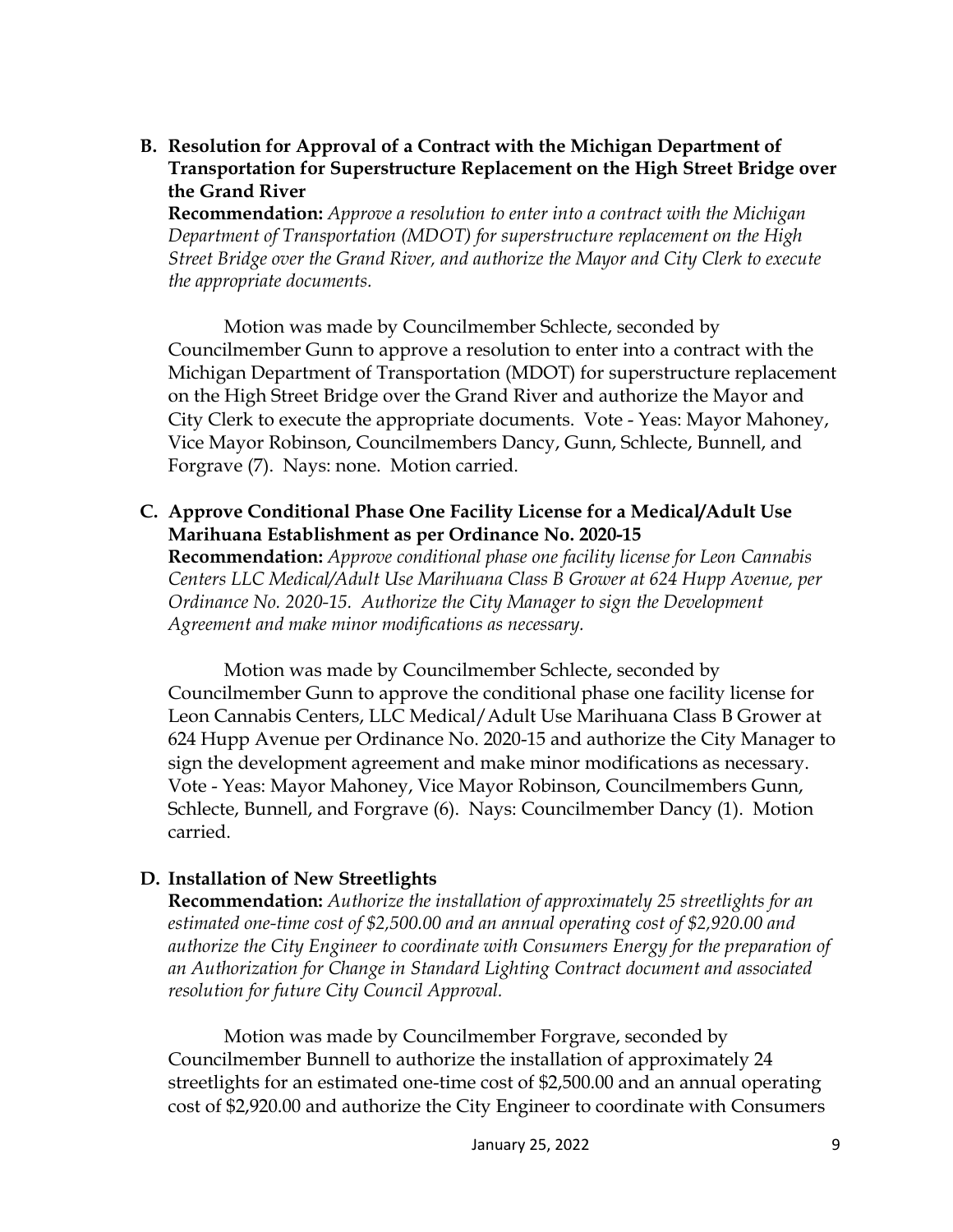**B. Resolution for Approval of a Contract with the Michigan Department of Transportation for Superstructure Replacement on the High Street Bridge over the Grand River**

**Recommendation:** *Approve a resolution to enter into a contract with the Michigan Department of Transportation (MDOT) for superstructure replacement on the High Street Bridge over the Grand River, and authorize the Mayor and City Clerk to execute the appropriate documents.*

Motion was made by Councilmember Schlecte, seconded by Councilmember Gunn to approve a resolution to enter into a contract with the Michigan Department of Transportation (MDOT) for superstructure replacement on the High Street Bridge over the Grand River and authorize the Mayor and City Clerk to execute the appropriate documents. Vote - Yeas: Mayor Mahoney, Vice Mayor Robinson, Councilmembers Dancy, Gunn, Schlecte, Bunnell, and Forgrave (7). Nays: none. Motion carried.

**C. Approve Conditional Phase One Facility License for a Medical/Adult Use Marihuana Establishment as per Ordinance No. 2020-15**

**Recommendation:** *Approve conditional phase one facility license for Leon Cannabis Centers LLC Medical/Adult Use Marihuana Class B Grower at 624 Hupp Avenue, per Ordinance No. 2020-15. Authorize the City Manager to sign the Development Agreement and make minor modifications as necessary.*

Motion was made by Councilmember Schlecte, seconded by Councilmember Gunn to approve the conditional phase one facility license for Leon Cannabis Centers, LLC Medical/Adult Use Marihuana Class B Grower at 624 Hupp Avenue per Ordinance No. 2020-15 and authorize the City Manager to sign the development agreement and make minor modifications as necessary. Vote - Yeas: Mayor Mahoney, Vice Mayor Robinson, Councilmembers Gunn, Schlecte, Bunnell, and Forgrave (6). Nays: Councilmember Dancy (1). Motion carried.

**D. Installation of New Streetlights**

**Recommendation:** *Authorize the installation of approximately 25 streetlights for an estimated one-time cost of $2,500.00 and an annual operating cost of $2,920.00 and authorize the City Engineer to coordinate with Consumers Energy for the preparation of an Authorization for Change in Standard Lighting Contract document and associated resolution for future City Council Approval.*

Motion was made by Councilmember Forgrave, seconded by Councilmember Bunnell to authorize the installation of approximately 24 streetlights for an estimated one-time cost of $2,500.00 and an annual operating cost of $2,920.00 and authorize the City Engineer to coordinate with Consumers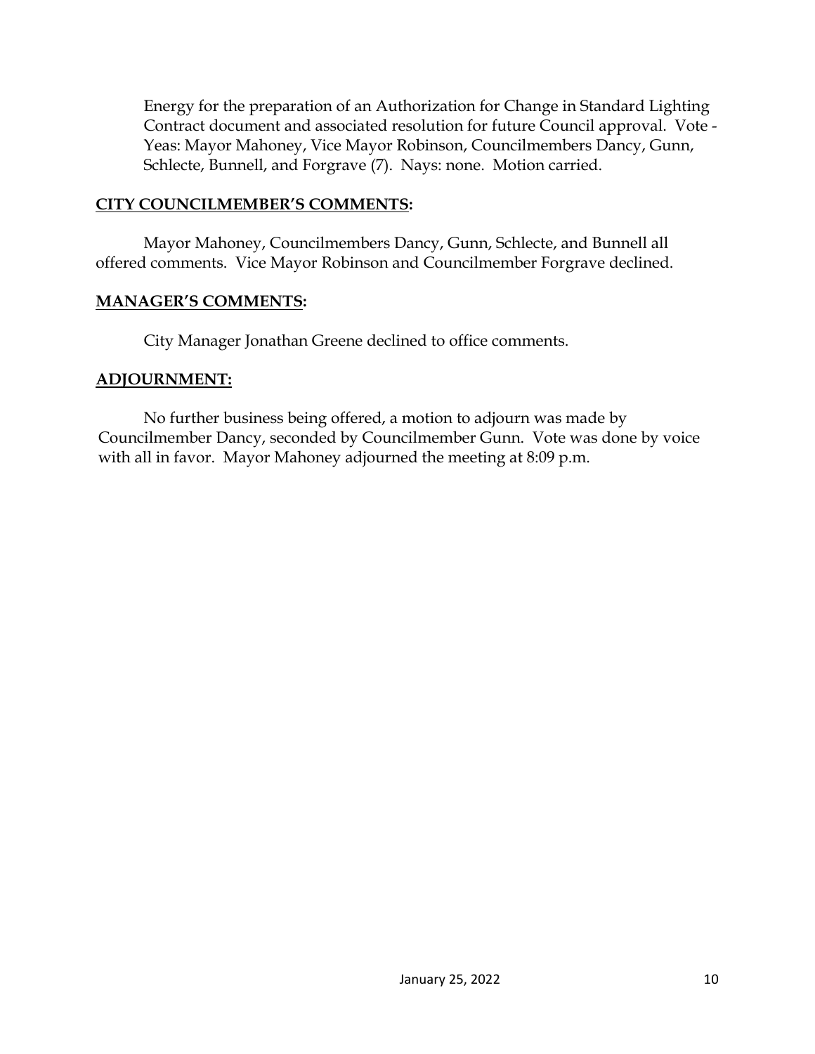Energy for the preparation of an Authorization for Change in Standard Lighting Contract document and associated resolution for future Council approval. Vote - Yeas: Mayor Mahoney, Vice Mayor Robinson, Councilmembers Dancy, Gunn, Schlecte, Bunnell, and Forgrave (7). Nays: none. Motion carried.

## **CITY COUNCILMEMBER'S COMMENTS:**

Mayor Mahoney, Councilmembers Dancy, Gunn, Schlecte, and Bunnell all offered comments. Vice Mayor Robinson and Councilmember Forgrave declined.

## **MANAGER'S COMMENTS:**

City Manager Jonathan Greene declined to office comments.

## **ADJOURNMENT:**

No further business being offered, a motion to adjourn was made by Councilmember Dancy, seconded by Councilmember Gunn. Vote was done by voice with all in favor. Mayor Mahoney adjourned the meeting at 8:09 p.m.